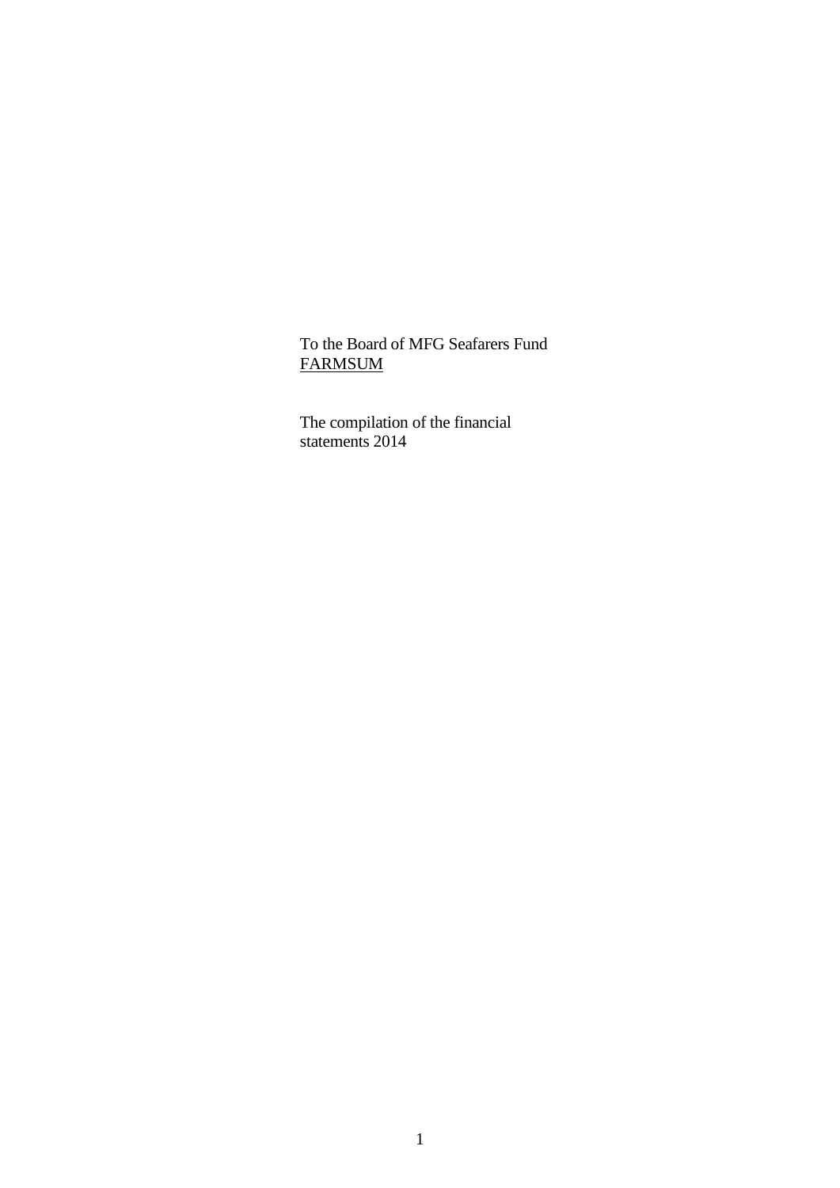To the Board of MFG Seafarers Fund
FARMSUM

The compilation of the financial
statements 2014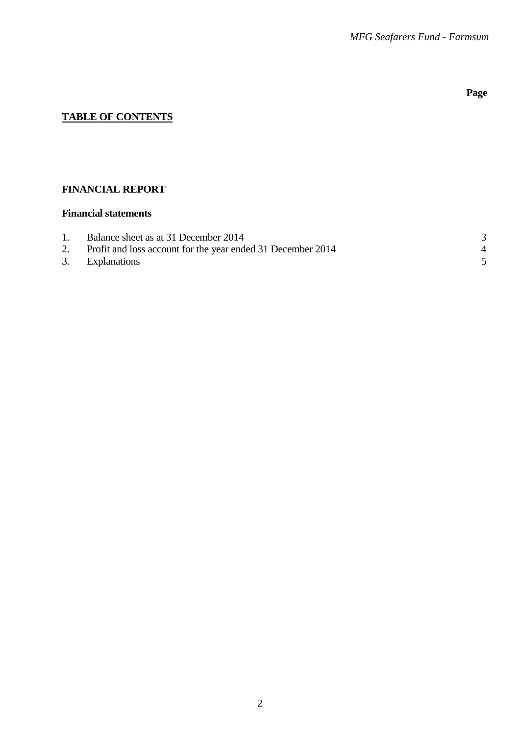**Page**

## TABLE OF CONTENTS

### FINANCIAL REPORT

**Financial statements**

| | | Page |
|---|---|---|
| 1. | Balance sheet as at 31 December 2014 | 3 |
| 2. | Profit and loss account for the year ended 31 December 2014 | 4 |
| 3. | Explanations | 5 |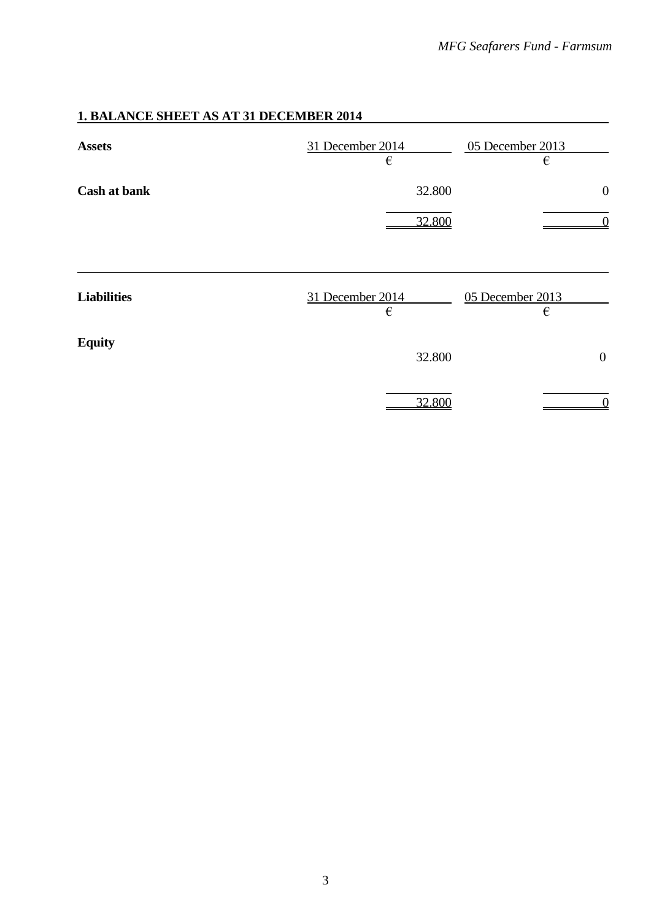## 1. BALANCE SHEET AS AT 31 DECEMBER 2014

| **Assets** | 31 December 2014 | 05 December 2013 |
| --- | --- | --- |
| | € | € |
| **Cash at bank** | 32.800 | 0 |
| | 32.800 | 0 |

| **Liabilities** | 31 December 2014 | 05 December 2013 |
| --- | --- | --- |
| | € | € |
| **Equity** | 32.800 | 0 |
| | 32.800 | 0 |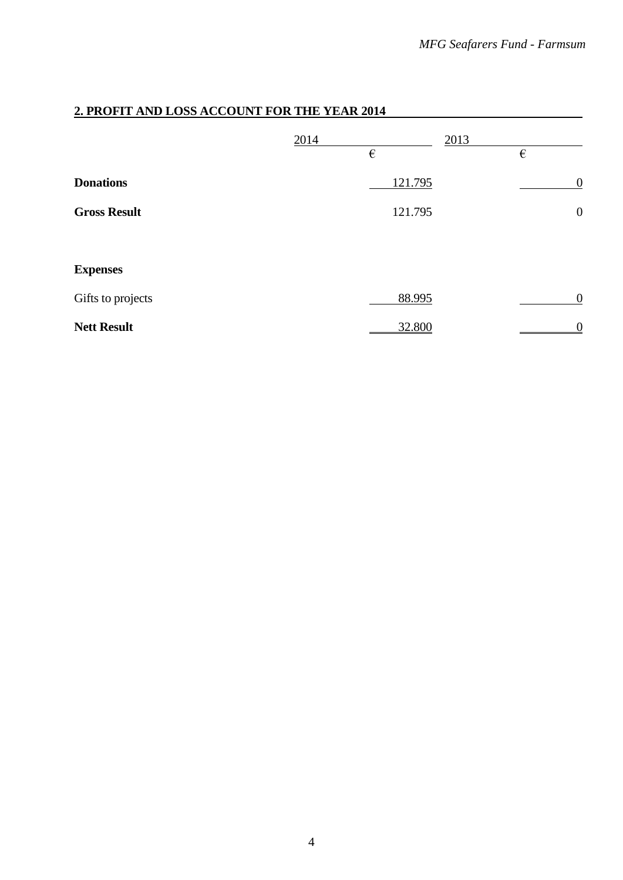## 2. PROFIT AND LOSS ACCOUNT FOR THE YEAR 2014

| | 2014 | 2013 |
|---|---|---|
| | € | € |
| **Donations** | 121.795 | 0 |
| **Gross Result** | 121.795 | 0 |
| | | |
| **Expenses** | | |
| Gifts to projects | 88.995 | 0 |
| **Nett Result** | 32.800 | 0 |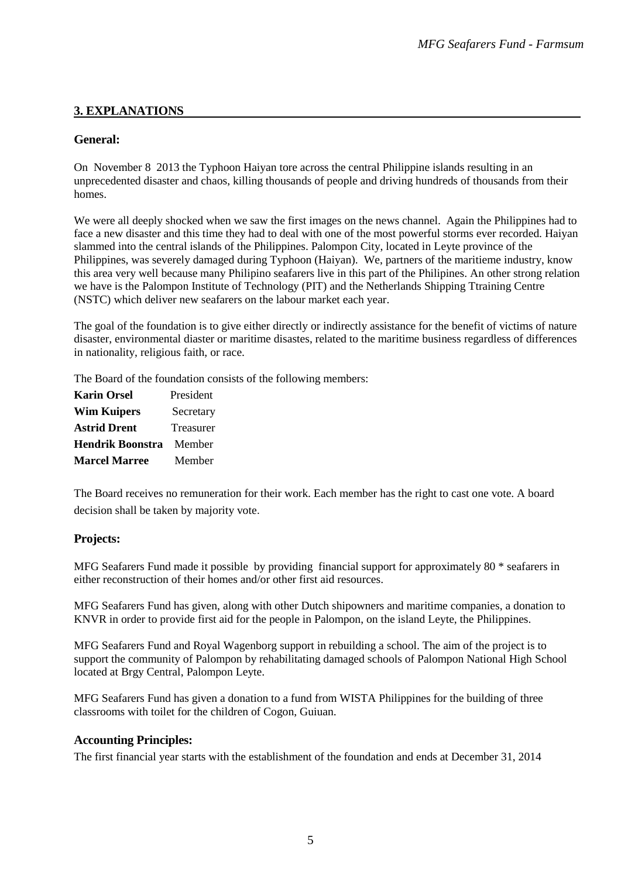## 3. EXPLANATIONS

### General:

On November 8 2013 the Typhoon Haiyan tore across the central Philippine islands resulting in an unprecedented disaster and chaos, killing thousands of people and driving hundreds of thousands from their homes.

We were all deeply shocked when we saw the first images on the news channel. Again the Philippines had to face a new disaster and this time they had to deal with one of the most powerful storms ever recorded. Haiyan slammed into the central islands of the Philippines. Palompon City, located in Leyte province of the Philippines, was severely damaged during Typhoon (Haiyan). We, partners of the maritieme industry, know this area very well because many Philipino seafarers live in this part of the Philipines. An other strong relation we have is the Palompon Institute of Technology (PIT) and the Netherlands Shipping Ttraining Centre (NSTC) which deliver new seafarers on the labour market each year.

The goal of the foundation is to give either directly or indirectly assistance for the benefit of victims of nature disaster, environmental diaster or maritime disastes, related to the maritime business regardless of differences in nationality, religious faith, or race.

The Board of the foundation consists of the following members:

| | |
|---|---|
| **Karin Orsel** | President |
| **Wim Kuipers** | Secretary |
| **Astrid Drent** | Treasurer |
| **Hendrik Boonstra** | Member |
| **Marcel Marree** | Member |

The Board receives no remuneration for their work. Each member has the right to cast one vote. A board decision shall be taken by majority vote.

### Projects:

MFG Seafarers Fund made it possible by providing financial support for approximately 80 * seafarers in either reconstruction of their homes and/or other first aid resources.

MFG Seafarers Fund has given, along with other Dutch shipowners and maritime companies, a donation to KNVR in order to provide first aid for the people in Palompon, on the island Leyte, the Philippines.

MFG Seafarers Fund and Royal Wagenborg support in rebuilding a school. The aim of the project is to support the community of Palompon by rehabilitating damaged schools of Palompon National High School located at Brgy Central, Palompon Leyte.

MFG Seafarers Fund has given a donation to a fund from WISTA Philippines for the building of three classrooms with toilet for the children of Cogon, Guiuan.

### Accounting Principles:

The first financial year starts with the establishment of the foundation and ends at December 31, 2014